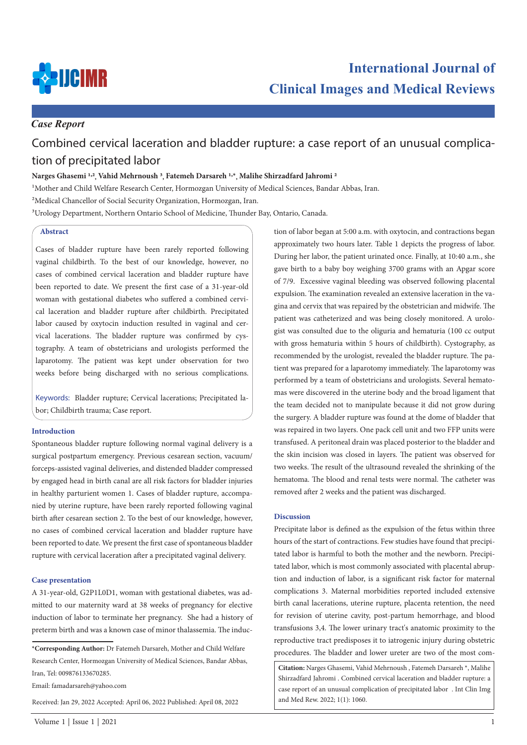*Case Report*

# Combined cervical laceration and bladder rupture: a case report of an unusual complication of precipitated labor

**Narges Ghasemi [1,2], Vahid Mehrnoush [3], Fatemeh Darsareh [1,*], Malihe Shirzadfard Jahromi [2]**

[1]Mother and Child Welfare Research Center, Hormozgan University of Medical Sciences, Bandar Abbas, Iran.

[2]Medical Chancellor of Social Security Organization, Hormozgan, Iran.

[3]Urology Department, Northern Ontario School of Medicine, Thunder Bay, Ontario, Canada.

## Abstract

Cases of bladder rupture have been rarely reported following vaginal childbirth. To the best of our knowledge, however, no cases of combined cervical laceration and bladder rupture have been reported to date. We present the first case of a 31-year-old woman with gestational diabetes who suffered a combined cervical laceration and bladder rupture after childbirth. Precipitated labor caused by oxytocin induction resulted in vaginal and cervical lacerations. The bladder rupture was confirmed by cystography. A team of obstetricians and urologists performed the laparotomy. The patient was kept under observation for two weeks before being discharged with no serious complications.

Keywords: Bladder rupture; Cervical lacerations; Precipitated labor; Childbirth trauma; Case report.

## Introduction

Spontaneous bladder rupture following normal vaginal delivery is a surgical postpartum emergency. Previous cesarean section, vacuum/forceps-assisted vaginal deliveries, and distended bladder compressed by engaged head in birth canal are all risk factors for bladder injuries in healthy parturient women 1. Cases of bladder rupture, accompanied by uterine rupture, have been rarely reported following vaginal birth after cesarean section 2. To the best of our knowledge, however, no cases of combined cervical laceration and bladder rupture have been reported to date. We present the first case of spontaneous bladder rupture with cervical laceration after a precipitated vaginal delivery.

## Case presentation

A 31-year-old, G2P1L0D1, woman with gestational diabetes, was admitted to our maternity ward at 38 weeks of pregnancy for elective induction of labor to terminate her pregnancy. She had a history of preterm birth and was a known case of minor thalassemia. The induction of labor began at 5:00 a.m. with oxytocin, and contractions began approximately two hours later. Table 1 depicts the progress of labor. During her labor, the patient urinated once. Finally, at 10:40 a.m., she gave birth to a baby boy weighing 3700 grams with an Apgar score of 7/9. Excessive vaginal bleeding was observed following placental expulsion. The examination revealed an extensive laceration in the vagina and cervix that was repaired by the obstetrician and midwife. The patient was catheterized and was being closely monitored. A urologist was consulted due to the oliguria and hematuria (100 cc output with gross hematuria within 5 hours of childbirth). Cystography, as recommended by the urologist, revealed the bladder rupture. The patient was prepared for a laparotomy immediately. The laparotomy was performed by a team of obstetricians and urologists. Several hematomas were discovered in the uterine body and the broad ligament that the team decided not to manipulate because it did not grow during the surgery. A bladder rupture was found at the dome of bladder that was repaired in two layers. One pack cell unit and two FFP units were transfused. A peritoneal drain was placed posterior to the bladder and the skin incision was closed in layers. The patient was observed for two weeks. The result of the ultrasound revealed the shrinking of the hematoma. The blood and renal tests were normal. The catheter was removed after 2 weeks and the patient was discharged.

## Discussion

Precipitate labor is defined as the expulsion of the fetus within three hours of the start of contractions. Few studies have found that precipitated labor is harmful to both the mother and the newborn. Precipitated labor, which is most commonly associated with placental abruption and induction of labor, is a significant risk factor for maternal complications 3. Maternal morbidities reported included extensive birth canal lacerations, uterine rupture, placenta retention, the need for revision of uterine cavity, post-partum hemorrhage, and blood transfusions 3,4. The lower urinary tract's anatomic proximity to the reproductive tract predisposes it to iatrogenic injury during obstetric procedures. The bladder and lower ureter are two of the most com-

*__Corresponding Author:__ Dr Fatemeh Darsareh, Mother and Child Welfare Research Center, Hormozgan University of Medical Sciences, Bandar Abbas, Iran, Tel: 009876133670285.

Email: famadarsareh@yahoo.com

Received: Jan 29, 2022 Accepted: April 06, 2022 Published: April 08, 2022

**Citation:** Narges Ghasemi, Vahid Mehrnoush , Fatemeh Darsareh *, Malihe Shirzadfard Jahromi . Combined cervical laceration and bladder rupture: a case report of an unusual complication of precipitated labor . Int Clin Img and Med Rew. 2022; 1(1): 1060.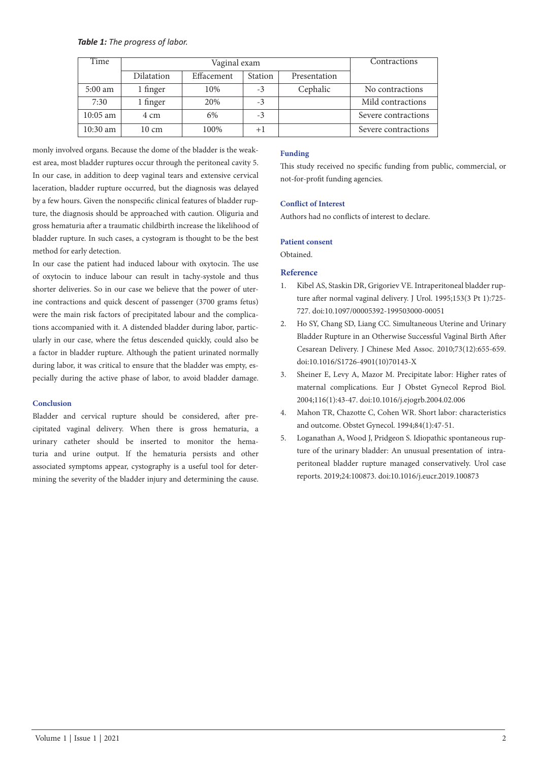***Table 1:*** *The progress of labor.*

| Time | Vaginal exam | | | | Contractions |
|---|---|---|---|---|---|
| | Dilatation | Effacement | Station | Presentation | |
| 5:00 am | 1 finger | 10% | -3 | Cephalic | No contractions |
| 7:30 | 1 finger | 20% | -3 | | Mild contractions |
| 10:05 am | 4 cm | 6% | -3 | | Severe contractions |
| 10:30 am | 10 cm | 100% | +1 | | Severe contractions |

monly involved organs. Because the dome of the bladder is the weakest area, most bladder ruptures occur through the peritoneal cavity 5. In our case, in addition to deep vaginal tears and extensive cervical laceration, bladder rupture occurred, but the diagnosis was delayed by a few hours. Given the nonspecific clinical features of bladder rupture, the diagnosis should be approached with caution. Oliguria and gross hematuria after a traumatic childbirth increase the likelihood of bladder rupture. In such cases, a cystogram is thought to be the best method for early detection.

In our case the patient had induced labour with oxytocin. The use of oxytocin to induce labour can result in tachy-systole and thus shorter deliveries. So in our case we believe that the power of uterine contractions and quick descent of passenger (3700 grams fetus) were the main risk factors of precipitated labour and the complications accompanied with it. A distended bladder during labor, particularly in our case, where the fetus descended quickly, could also be a factor in bladder rupture. Although the patient urinated normally during labor, it was critical to ensure that the bladder was empty, especially during the active phase of labor, to avoid bladder damage.

### Conclusion

Bladder and cervical rupture should be considered, after precipitated vaginal delivery. When there is gross hematuria, a urinary catheter should be inserted to monitor the hematuria and urine output. If the hematuria persists and other associated symptoms appear, cystography is a useful tool for determining the severity of the bladder injury and determining the cause.

### Funding

This study received no specific funding from public, commercial, or not-for-profit funding agencies.

### Conflict of Interest

Authors had no conflicts of interest to declare.

### Patient consent

Obtained.

## Reference

1. Kibel AS, Staskin DR, Grigoriev VE. Intraperitoneal bladder rupture after normal vaginal delivery. J Urol. 1995;153(3 Pt 1):725-727. doi:10.1097/00005392-199503000-00051
2. Ho SY, Chang SD, Liang CC. Simultaneous Uterine and Urinary Bladder Rupture in an Otherwise Successful Vaginal Birth After Cesarean Delivery. J Chinese Med Assoc. 2010;73(12):655-659. doi:10.1016/S1726-4901(10)70143-X
3. Sheiner E, Levy A, Mazor M. Precipitate labor: Higher rates of maternal complications. Eur J Obstet Gynecol Reprod Biol. 2004;116(1):43-47. doi:10.1016/j.ejogrb.2004.02.006
4. Mahon TR, Chazotte C, Cohen WR. Short labor: characteristics and outcome. Obstet Gynecol. 1994;84(1):47-51.
5. Loganathan A, Wood J, Pridgeon S. Idiopathic spontaneous rupture of the urinary bladder: An unusual presentation of intraperitoneal bladder rupture managed conservatively. Urol case reports. 2019;24:100873. doi:10.1016/j.eucr.2019.100873